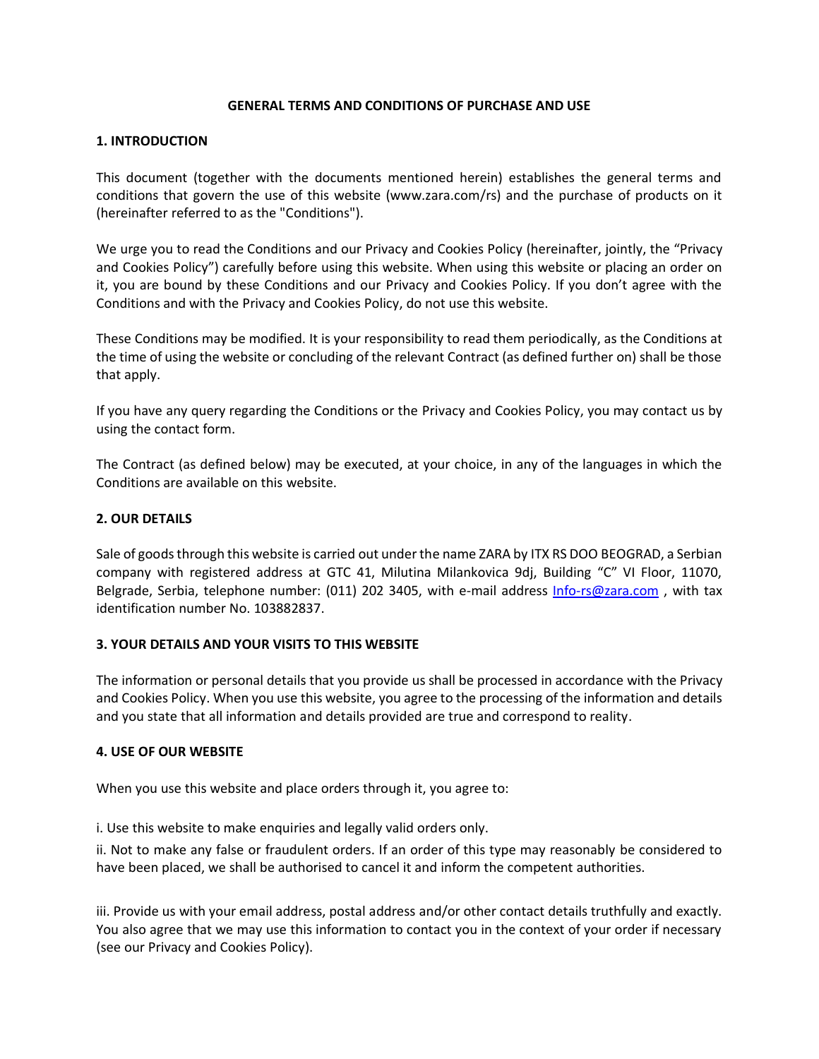# GENERAL TERMS AND CONDITIONS OF PURCHASE AND USE

## 1. INTRODUCTION

This document (together with the documents mentioned herein) establishes the general terms and conditions that govern the use of this website (www.zara.com/rs) and the purchase of products on it (hereinafter referred to as the "Conditions").

We urge you to read the Conditions and our Privacy and Cookies Policy (hereinafter, jointly, the "Privacy and Cookies Policy") carefully before using this website. When using this website or placing an order on it, you are bound by these Conditions and our Privacy and Cookies Policy. If you don't agree with the Conditions and with the Privacy and Cookies Policy, do not use this website.

These Conditions may be modified. It is your responsibility to read them periodically, as the Conditions at the time of using the website or concluding of the relevant Contract (as defined further on) shall be those that apply.

If you have any query regarding the Conditions or the Privacy and Cookies Policy, you may contact us by using the contact form.

The Contract (as defined below) may be executed, at your choice, in any of the languages in which the Conditions are available on this website.

## 2. OUR DETAILS

Sale of goods through this website is carried out under the name ZARA by ITX RS DOO BEOGRAD, a Serbian company with registered address at GTC 41, Milutina Milankovica 9dj, Building "C" VI Floor, 11070, Belgrade, Serbia, telephone number: (011) 202 3405, with e-mail address Info-rs@zara.com , with tax identification number No. 103882837.

## 3. YOUR DETAILS AND YOUR VISITS TO THIS WEBSITE

The information or personal details that you provide us shall be processed in accordance with the Privacy and Cookies Policy. When you use this website, you agree to the processing of the information and details and you state that all information and details provided are true and correspond to reality.

## 4. USE OF OUR WEBSITE

When you use this website and place orders through it, you agree to:

i. Use this website to make enquiries and legally valid orders only.

ii. Not to make any false or fraudulent orders. If an order of this type may reasonably be considered to have been placed, we shall be authorised to cancel it and inform the competent authorities.

iii. Provide us with your email address, postal address and/or other contact details truthfully and exactly. You also agree that we may use this information to contact you in the context of your order if necessary (see our Privacy and Cookies Policy).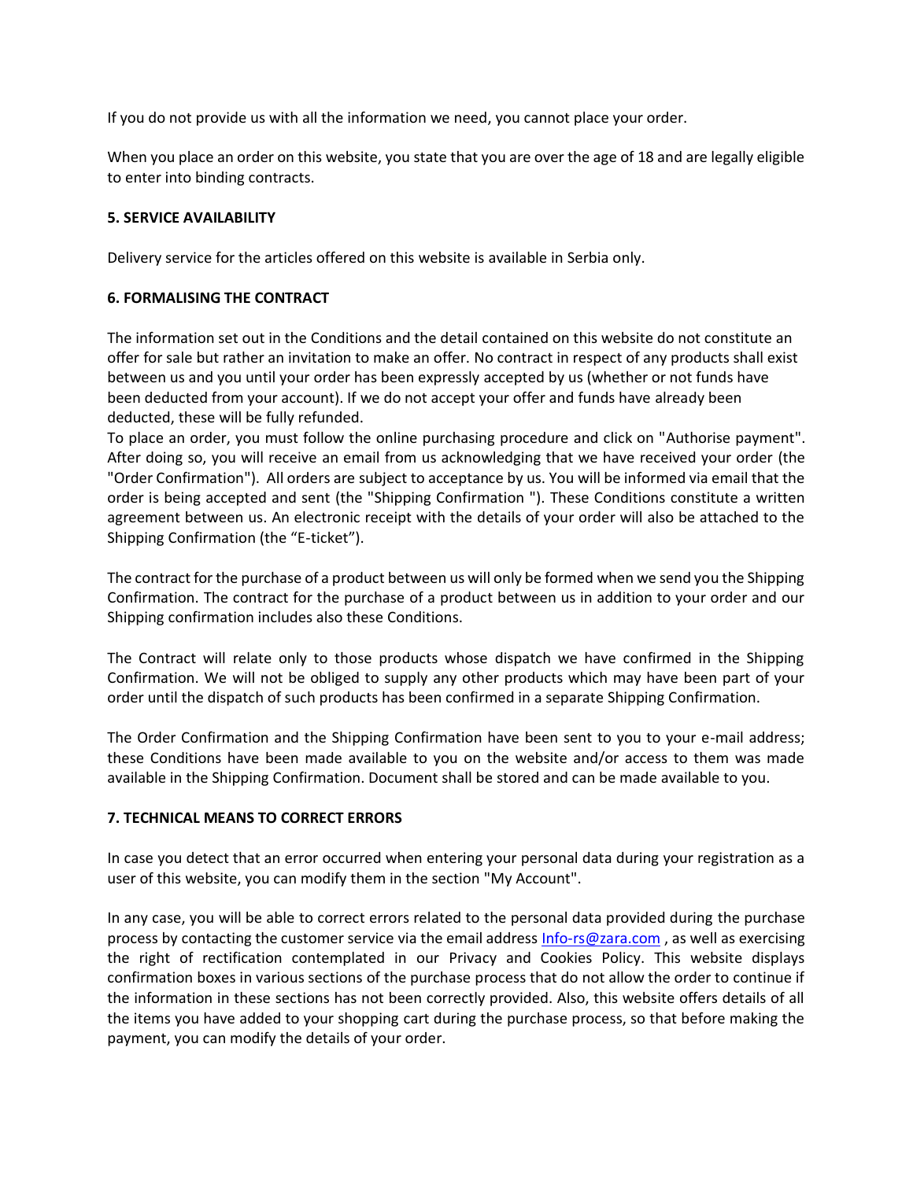If you do not provide us with all the information we need, you cannot place your order.

When you place an order on this website, you state that you are over the age of 18 and are legally eligible to enter into binding contracts.

**5. SERVICE AVAILABILITY**

Delivery service for the articles offered on this website is available in Serbia only.

**6. FORMALISING THE CONTRACT**

The information set out in the Conditions and the detail contained on this website do not constitute an offer for sale but rather an invitation to make an offer. No contract in respect of any products shall exist between us and you until your order has been expressly accepted by us (whether or not funds have been deducted from your account). If we do not accept your offer and funds have already been deducted, these will be fully refunded.
To place an order, you must follow the online purchasing procedure and click on "Authorise payment". After doing so, you will receive an email from us acknowledging that we have received your order (the "Order Confirmation"). All orders are subject to acceptance by us. You will be informed via email that the order is being accepted and sent (the "Shipping Confirmation "). These Conditions constitute a written agreement between us. An electronic receipt with the details of your order will also be attached to the Shipping Confirmation (the “E-ticket”).

The contract for the purchase of a product between us will only be formed when we send you the Shipping Confirmation. The contract for the purchase of a product between us in addition to your order and our Shipping confirmation includes also these Conditions.

The Contract will relate only to those products whose dispatch we have confirmed in the Shipping Confirmation. We will not be obliged to supply any other products which may have been part of your order until the dispatch of such products has been confirmed in a separate Shipping Confirmation.

The Order Confirmation and the Shipping Confirmation have been sent to you to your e-mail address; these Conditions have been made available to you on the website and/or access to them was made available in the Shipping Confirmation. Document shall be stored and can be made available to you.

**7. TECHNICAL MEANS TO CORRECT ERRORS**

In case you detect that an error occurred when entering your personal data during your registration as a user of this website, you can modify them in the section "My Account".

In any case, you will be able to correct errors related to the personal data provided during the purchase process by contacting the customer service via the email address Info-rs@zara.com , as well as exercising the right of rectification contemplated in our Privacy and Cookies Policy. This website displays confirmation boxes in various sections of the purchase process that do not allow the order to continue if the information in these sections has not been correctly provided. Also, this website offers details of all the items you have added to your shopping cart during the purchase process, so that before making the payment, you can modify the details of your order.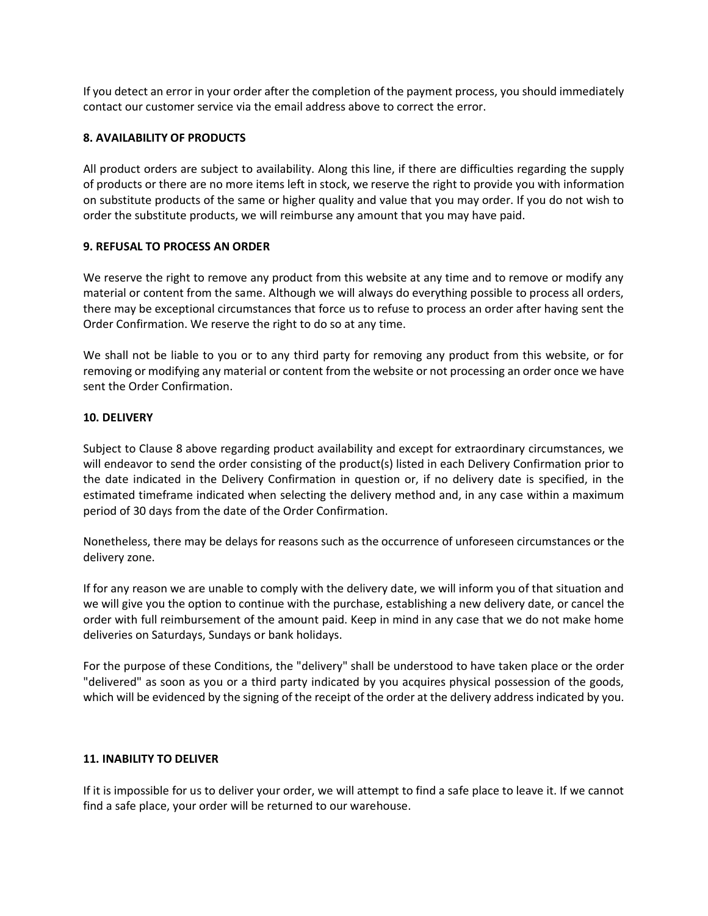If you detect an error in your order after the completion of the payment process, you should immediately contact our customer service via the email address above to correct the error.

**8. AVAILABILITY OF PRODUCTS**

All product orders are subject to availability. Along this line, if there are difficulties regarding the supply of products or there are no more items left in stock, we reserve the right to provide you with information on substitute products of the same or higher quality and value that you may order. If you do not wish to order the substitute products, we will reimburse any amount that you may have paid.

**9. REFUSAL TO PROCESS AN ORDER**

We reserve the right to remove any product from this website at any time and to remove or modify any material or content from the same. Although we will always do everything possible to process all orders, there may be exceptional circumstances that force us to refuse to process an order after having sent the Order Confirmation. We reserve the right to do so at any time.

We shall not be liable to you or to any third party for removing any product from this website, or for removing or modifying any material or content from the website or not processing an order once we have sent the Order Confirmation.

**10. DELIVERY**

Subject to Clause 8 above regarding product availability and except for extraordinary circumstances, we will endeavor to send the order consisting of the product(s) listed in each Delivery Confirmation prior to the date indicated in the Delivery Confirmation in question or, if no delivery date is specified, in the estimated timeframe indicated when selecting the delivery method and, in any case within a maximum period of 30 days from the date of the Order Confirmation.

Nonetheless, there may be delays for reasons such as the occurrence of unforeseen circumstances or the delivery zone.

If for any reason we are unable to comply with the delivery date, we will inform you of that situation and we will give you the option to continue with the purchase, establishing a new delivery date, or cancel the order with full reimbursement of the amount paid. Keep in mind in any case that we do not make home deliveries on Saturdays, Sundays or bank holidays.

For the purpose of these Conditions, the "delivery" shall be understood to have taken place or the order "delivered" as soon as you or a third party indicated by you acquires physical possession of the goods, which will be evidenced by the signing of the receipt of the order at the delivery address indicated by you.

**11. INABILITY TO DELIVER**

If it is impossible for us to deliver your order, we will attempt to find a safe place to leave it. If we cannot find a safe place, your order will be returned to our warehouse.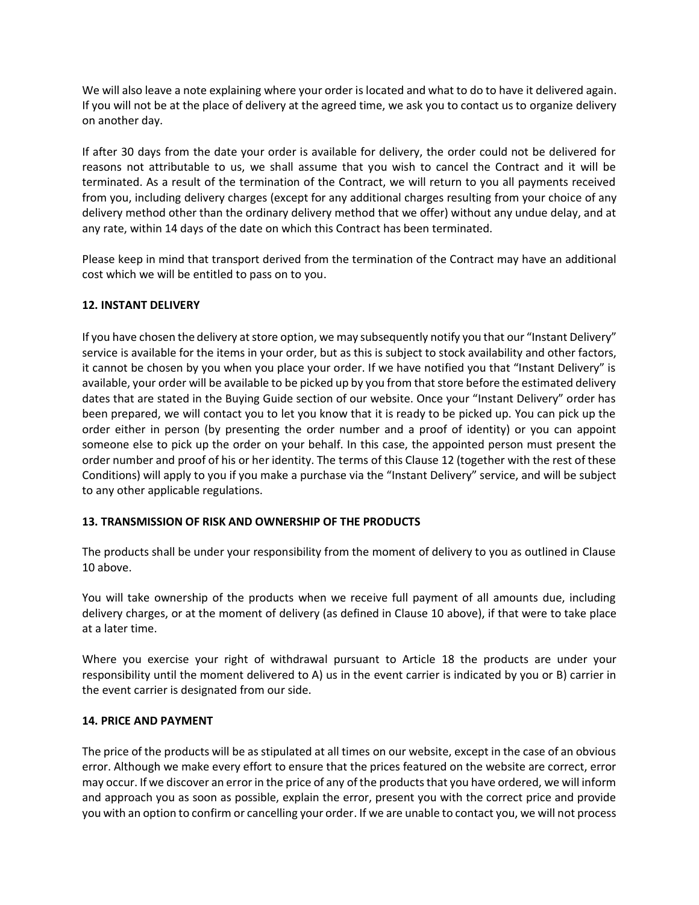We will also leave a note explaining where your order is located and what to do to have it delivered again. If you will not be at the place of delivery at the agreed time, we ask you to contact us to organize delivery on another day.

If after 30 days from the date your order is available for delivery, the order could not be delivered for reasons not attributable to us, we shall assume that you wish to cancel the Contract and it will be terminated. As a result of the termination of the Contract, we will return to you all payments received from you, including delivery charges (except for any additional charges resulting from your choice of any delivery method other than the ordinary delivery method that we offer) without any undue delay, and at any rate, within 14 days of the date on which this Contract has been terminated.

Please keep in mind that transport derived from the termination of the Contract may have an additional cost which we will be entitled to pass on to you.

**12. INSTANT DELIVERY**

If you have chosen the delivery at store option, we may subsequently notify you that our "Instant Delivery" service is available for the items in your order, but as this is subject to stock availability and other factors, it cannot be chosen by you when you place your order. If we have notified you that "Instant Delivery" is available, your order will be available to be picked up by you from that store before the estimated delivery dates that are stated in the Buying Guide section of our website. Once your "Instant Delivery" order has been prepared, we will contact you to let you know that it is ready to be picked up. You can pick up the order either in person (by presenting the order number and a proof of identity) or you can appoint someone else to pick up the order on your behalf. In this case, the appointed person must present the order number and proof of his or her identity. The terms of this Clause 12 (together with the rest of these Conditions) will apply to you if you make a purchase via the "Instant Delivery" service, and will be subject to any other applicable regulations.

**13. TRANSMISSION OF RISK AND OWNERSHIP OF THE PRODUCTS**

The products shall be under your responsibility from the moment of delivery to you as outlined in Clause 10 above.

You will take ownership of the products when we receive full payment of all amounts due, including delivery charges, or at the moment of delivery (as defined in Clause 10 above), if that were to take place at a later time.

Where you exercise your right of withdrawal pursuant to Article 18 the products are under your responsibility until the moment delivered to A) us in the event carrier is indicated by you or B) carrier in the event carrier is designated from our side.

**14. PRICE AND PAYMENT**

The price of the products will be as stipulated at all times on our website, except in the case of an obvious error. Although we make every effort to ensure that the prices featured on the website are correct, error may occur. If we discover an error in the price of any of the products that you have ordered, we will inform and approach you as soon as possible, explain the error, present you with the correct price and provide you with an option to confirm or cancelling your order. If we are unable to contact you, we will not process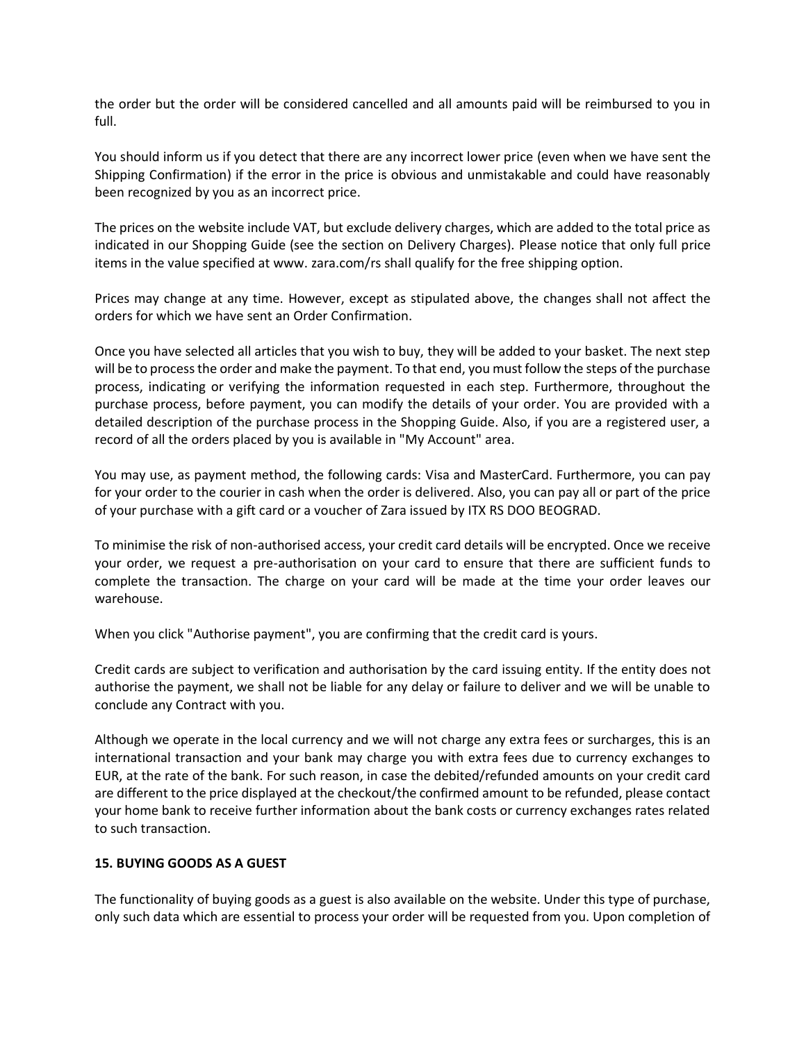the order but the order will be considered cancelled and all amounts paid will be reimbursed to you in full.

You should inform us if you detect that there are any incorrect lower price (even when we have sent the Shipping Confirmation) if the error in the price is obvious and unmistakable and could have reasonably been recognized by you as an incorrect price.

The prices on the website include VAT, but exclude delivery charges, which are added to the total price as indicated in our Shopping Guide (see the section on Delivery Charges). Please notice that only full price items in the value specified at www. zara.com/rs shall qualify for the free shipping option.

Prices may change at any time. However, except as stipulated above, the changes shall not affect the orders for which we have sent an Order Confirmation.

Once you have selected all articles that you wish to buy, they will be added to your basket. The next step will be to process the order and make the payment. To that end, you must follow the steps of the purchase process, indicating or verifying the information requested in each step. Furthermore, throughout the purchase process, before payment, you can modify the details of your order. You are provided with a detailed description of the purchase process in the Shopping Guide. Also, if you are a registered user, a record of all the orders placed by you is available in "My Account" area.

You may use, as payment method, the following cards: Visa and MasterCard. Furthermore, you can pay for your order to the courier in cash when the order is delivered. Also, you can pay all or part of the price of your purchase with a gift card or a voucher of Zara issued by ITX RS DOO BEOGRAD.

To minimise the risk of non-authorised access, your credit card details will be encrypted. Once we receive your order, we request a pre-authorisation on your card to ensure that there are sufficient funds to complete the transaction. The charge on your card will be made at the time your order leaves our warehouse.

When you click "Authorise payment", you are confirming that the credit card is yours.

Credit cards are subject to verification and authorisation by the card issuing entity. If the entity does not authorise the payment, we shall not be liable for any delay or failure to deliver and we will be unable to conclude any Contract with you.

Although we operate in the local currency and we will not charge any extra fees or surcharges, this is an international transaction and your bank may charge you with extra fees due to currency exchanges to EUR, at the rate of the bank. For such reason, in case the debited/refunded amounts on your credit card are different to the price displayed at the checkout/the confirmed amount to be refunded, please contact your home bank to receive further information about the bank costs or currency exchanges rates related to such transaction.

**15. BUYING GOODS AS A GUEST**

The functionality of buying goods as a guest is also available on the website. Under this type of purchase, only such data which are essential to process your order will be requested from you. Upon completion of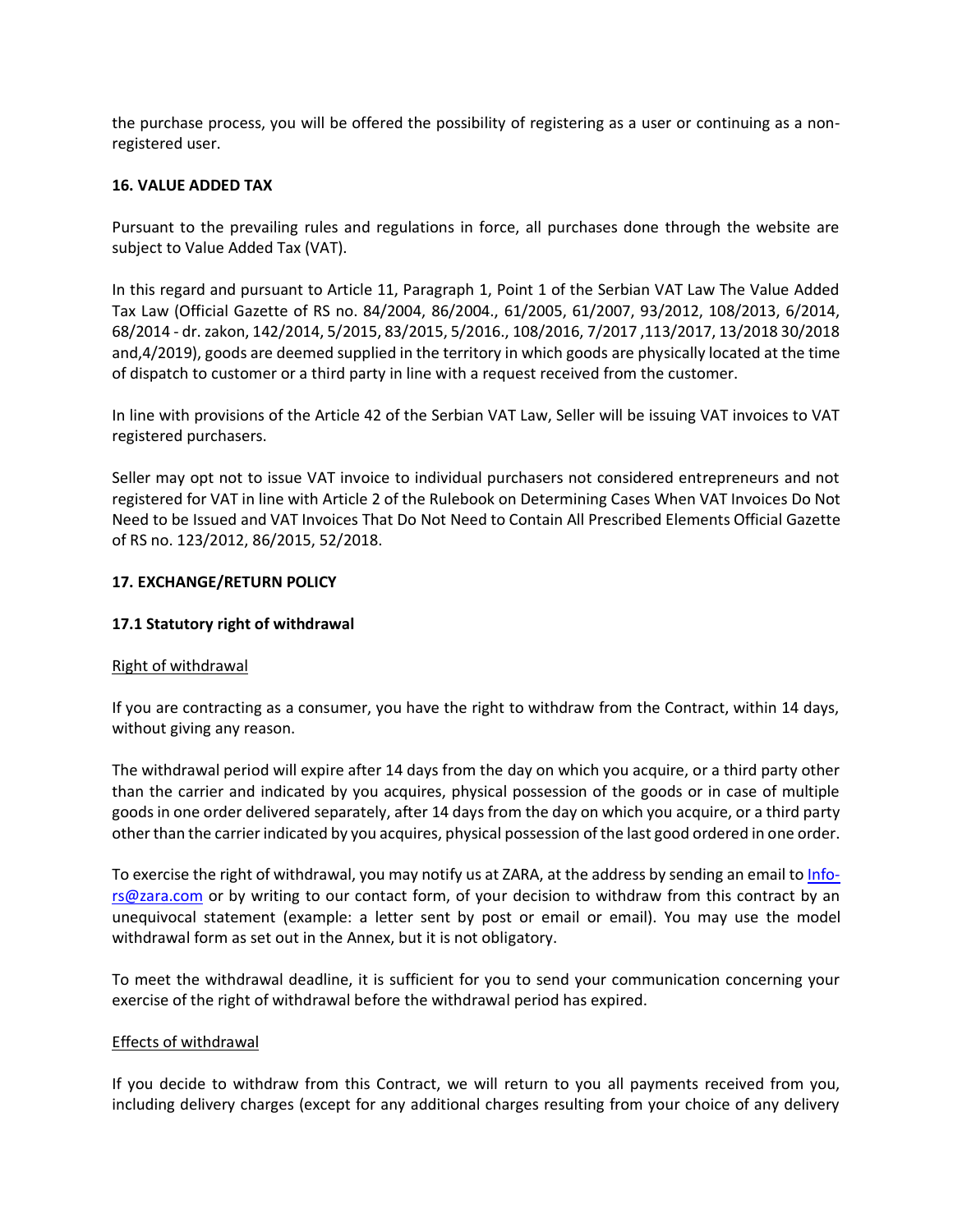the purchase process, you will be offered the possibility of registering as a user or continuing as a non-registered user.

**16. VALUE ADDED TAX**

Pursuant to the prevailing rules and regulations in force, all purchases done through the website are subject to Value Added Tax (VAT).

In this regard and pursuant to Article 11, Paragraph 1, Point 1 of the Serbian VAT Law The Value Added Tax Law (Official Gazette of RS no. 84/2004, 86/2004., 61/2005, 61/2007, 93/2012, 108/2013, 6/2014, 68/2014 - dr. zakon, 142/2014, 5/2015, 83/2015, 5/2016., 108/2016, 7/2017 ,113/2017, 13/2018 30/2018 and,4/2019), goods are deemed supplied in the territory in which goods are physically located at the time of dispatch to customer or a third party in line with a request received from the customer.

In line with provisions of the Article 42 of the Serbian VAT Law, Seller will be issuing VAT invoices to VAT registered purchasers.

Seller may opt not to issue VAT invoice to individual purchasers not considered entrepreneurs and not registered for VAT in line with Article 2 of the Rulebook on Determining Cases When VAT Invoices Do Not Need to be Issued and VAT Invoices That Do Not Need to Contain All Prescribed Elements Official Gazette of RS no. 123/2012, 86/2015, 52/2018.

**17. EXCHANGE/RETURN POLICY**

**17.1 Statutory right of withdrawal**

Right of withdrawal

If you are contracting as a consumer, you have the right to withdraw from the Contract, within 14 days, without giving any reason.

The withdrawal period will expire after 14 days from the day on which you acquire, or a third party other than the carrier and indicated by you acquires, physical possession of the goods or in case of multiple goods in one order delivered separately, after 14 days from the day on which you acquire, or a third party other than the carrier indicated by you acquires, physical possession of the last good ordered in one order.

To exercise the right of withdrawal, you may notify us at ZARA, at the address by sending an email to Info-rs@zara.com or by writing to our contact form, of your decision to withdraw from this contract by an unequivocal statement (example: a letter sent by post or email or email). You may use the model withdrawal form as set out in the Annex, but it is not obligatory.

To meet the withdrawal deadline, it is sufficient for you to send your communication concerning your exercise of the right of withdrawal before the withdrawal period has expired.

Effects of withdrawal

If you decide to withdraw from this Contract, we will return to you all payments received from you, including delivery charges (except for any additional charges resulting from your choice of any delivery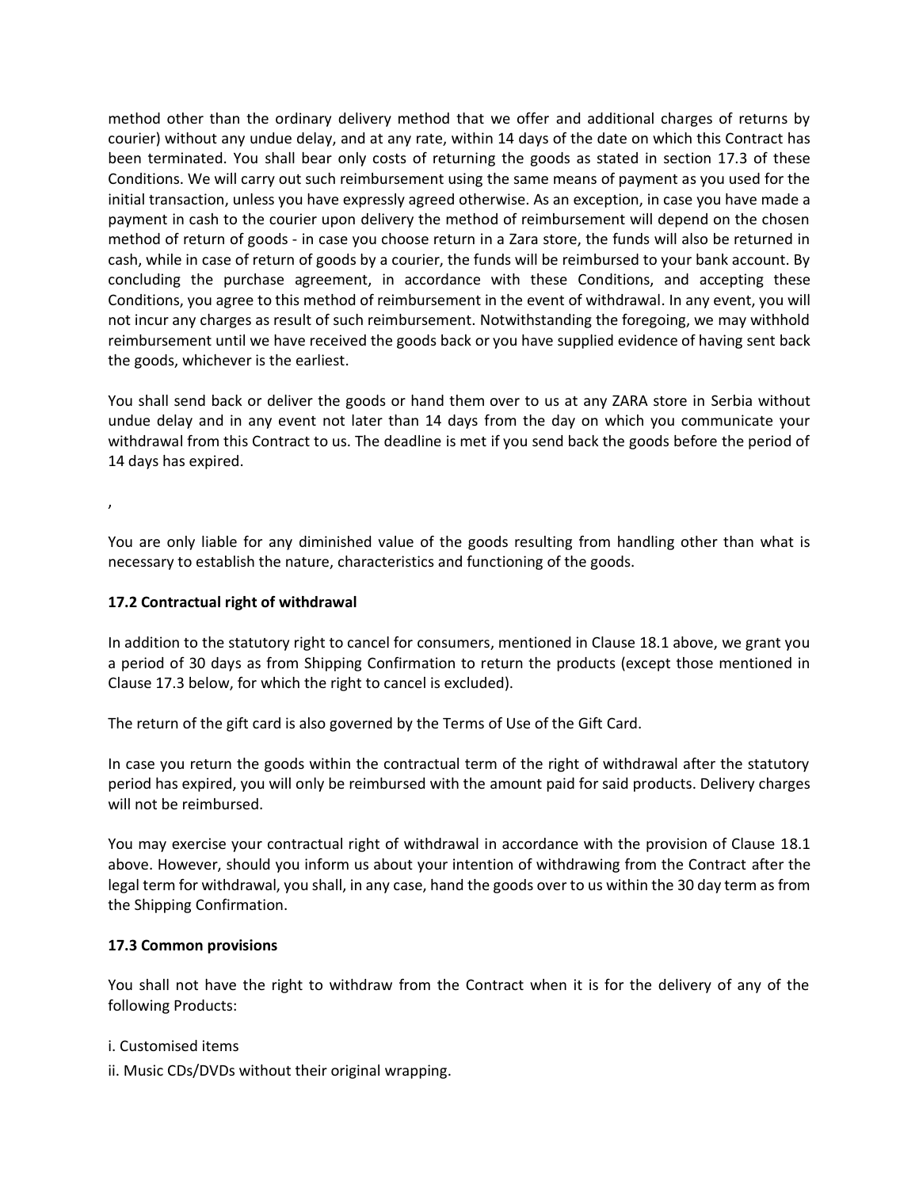method other than the ordinary delivery method that we offer and additional charges of returns by courier) without any undue delay, and at any rate, within 14 days of the date on which this Contract has been terminated. You shall bear only costs of returning the goods as stated in section 17.3 of these Conditions. We will carry out such reimbursement using the same means of payment as you used for the initial transaction, unless you have expressly agreed otherwise. As an exception, in case you have made a payment in cash to the courier upon delivery the method of reimbursement will depend on the chosen method of return of goods - in case you choose return in a Zara store, the funds will also be returned in cash, while in case of return of goods by a courier, the funds will be reimbursed to your bank account. By concluding the purchase agreement, in accordance with these Conditions, and accepting these Conditions, you agree to this method of reimbursement in the event of withdrawal. In any event, you will not incur any charges as result of such reimbursement. Notwithstanding the foregoing, we may withhold reimbursement until we have received the goods back or you have supplied evidence of having sent back the goods, whichever is the earliest.

You shall send back or deliver the goods or hand them over to us at any ZARA store in Serbia without undue delay and in any event not later than 14 days from the day on which you communicate your withdrawal from this Contract to us. The deadline is met if you send back the goods before the period of 14 days has expired.

,

You are only liable for any diminished value of the goods resulting from handling other than what is necessary to establish the nature, characteristics and functioning of the goods.

**17.2 Contractual right of withdrawal**

In addition to the statutory right to cancel for consumers, mentioned in Clause 18.1 above, we grant you a period of 30 days as from Shipping Confirmation to return the products (except those mentioned in Clause 17.3 below, for which the right to cancel is excluded).

The return of the gift card is also governed by the Terms of Use of the Gift Card.

In case you return the goods within the contractual term of the right of withdrawal after the statutory period has expired, you will only be reimbursed with the amount paid for said products. Delivery charges will not be reimbursed.

You may exercise your contractual right of withdrawal in accordance with the provision of Clause 18.1 above. However, should you inform us about your intention of withdrawing from the Contract after the legal term for withdrawal, you shall, in any case, hand the goods over to us within the 30 day term as from the Shipping Confirmation.

**17.3 Common provisions**

You shall not have the right to withdraw from the Contract when it is for the delivery of any of the following Products:

i. Customised items

ii. Music CDs/DVDs without their original wrapping.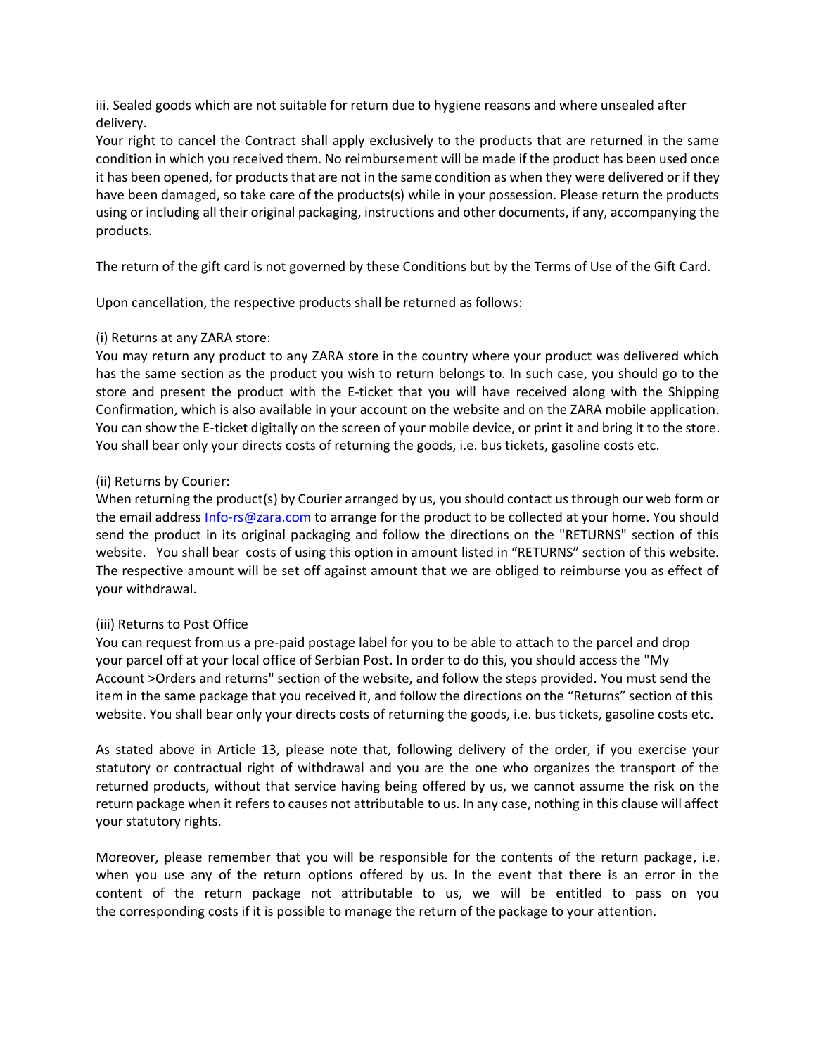iii. Sealed goods which are not suitable for return due to hygiene reasons and where unsealed after delivery.

Your right to cancel the Contract shall apply exclusively to the products that are returned in the same condition in which you received them. No reimbursement will be made if the product has been used once it has been opened, for products that are not in the same condition as when they were delivered or if they have been damaged, so take care of the products(s) while in your possession. Please return the products using or including all their original packaging, instructions and other documents, if any, accompanying the products.

The return of the gift card is not governed by these Conditions but by the Terms of Use of the Gift Card.

Upon cancellation, the respective products shall be returned as follows:

(i) Returns at any ZARA store:

You may return any product to any ZARA store in the country where your product was delivered which has the same section as the product you wish to return belongs to. In such case, you should go to the store and present the product with the E-ticket that you will have received along with the Shipping Confirmation, which is also available in your account on the website and on the ZARA mobile application. You can show the E-ticket digitally on the screen of your mobile device, or print it and bring it to the store. You shall bear only your directs costs of returning the goods, i.e. bus tickets, gasoline costs etc.

(ii) Returns by Courier:

When returning the product(s) by Courier arranged by us, you should contact us through our web form or the email address Info-rs@zara.com to arrange for the product to be collected at your home. You should send the product in its original packaging and follow the directions on the "RETURNS" section of this website. You shall bear costs of using this option in amount listed in "RETURNS" section of this website. The respective amount will be set off against amount that we are obliged to reimburse you as effect of your withdrawal.

(iii) Returns to Post Office

You can request from us a pre-paid postage label for you to be able to attach to the parcel and drop your parcel off at your local office of Serbian Post. In order to do this, you should access the "My Account >Orders and returns" section of the website, and follow the steps provided. You must send the item in the same package that you received it, and follow the directions on the "Returns" section of this website. You shall bear only your directs costs of returning the goods, i.e. bus tickets, gasoline costs etc.

As stated above in Article 13, please note that, following delivery of the order, if you exercise your statutory or contractual right of withdrawal and you are the one who organizes the transport of the returned products, without that service having being offered by us, we cannot assume the risk on the return package when it refers to causes not attributable to us. In any case, nothing in this clause will affect your statutory rights.

Moreover, please remember that you will be responsible for the contents of the return package, i.e. when you use any of the return options offered by us. In the event that there is an error in the content of the return package not attributable to us, we will be entitled to pass on you the corresponding costs if it is possible to manage the return of the package to your attention.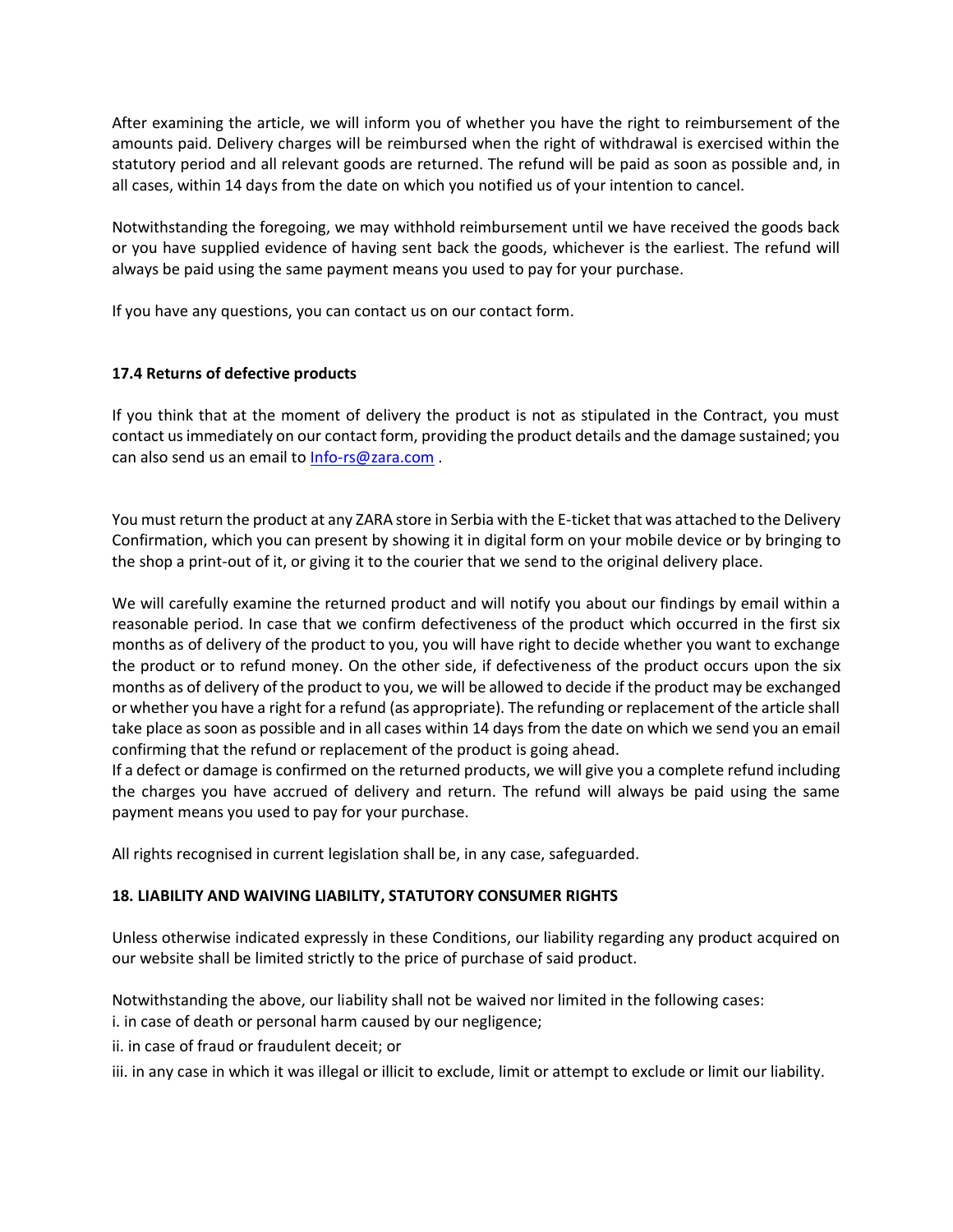After examining the article, we will inform you of whether you have the right to reimbursement of the amounts paid. Delivery charges will be reimbursed when the right of withdrawal is exercised within the statutory period and all relevant goods are returned. The refund will be paid as soon as possible and, in all cases, within 14 days from the date on which you notified us of your intention to cancel.

Notwithstanding the foregoing, we may withhold reimbursement until we have received the goods back or you have supplied evidence of having sent back the goods, whichever is the earliest. The refund will always be paid using the same payment means you used to pay for your purchase.

If you have any questions, you can contact us on our contact form.

### 17.4 Returns of defective products

If you think that at the moment of delivery the product is not as stipulated in the Contract, you must contact us immediately on our contact form, providing the product details and the damage sustained; you can also send us an email to Info-rs@zara.com .

You must return the product at any ZARA store in Serbia with the E-ticket that was attached to the Delivery Confirmation, which you can present by showing it in digital form on your mobile device or by bringing to the shop a print-out of it, or giving it to the courier that we send to the original delivery place.

We will carefully examine the returned product and will notify you about our findings by email within a reasonable period. In case that we confirm defectiveness of the product which occurred in the first six months as of delivery of the product to you, you will have right to decide whether you want to exchange the product or to refund money. On the other side, if defectiveness of the product occurs upon the six months as of delivery of the product to you, we will be allowed to decide if the product may be exchanged or whether you have a right for a refund (as appropriate). The refunding or replacement of the article shall take place as soon as possible and in all cases within 14 days from the date on which we send you an email confirming that the refund or replacement of the product is going ahead.
If a defect or damage is confirmed on the returned products, we will give you a complete refund including the charges you have accrued of delivery and return. The refund will always be paid using the same payment means you used to pay for your purchase.

All rights recognised in current legislation shall be, in any case, safeguarded.

## 18. LIABILITY AND WAIVING LIABILITY, STATUTORY CONSUMER RIGHTS

Unless otherwise indicated expressly in these Conditions, our liability regarding any product acquired on our website shall be limited strictly to the price of purchase of said product.

Notwithstanding the above, our liability shall not be waived nor limited in the following cases:
i. in case of death or personal harm caused by our negligence;
ii. in case of fraud or fraudulent deceit; or
iii. in any case in which it was illegal or illicit to exclude, limit or attempt to exclude or limit our liability.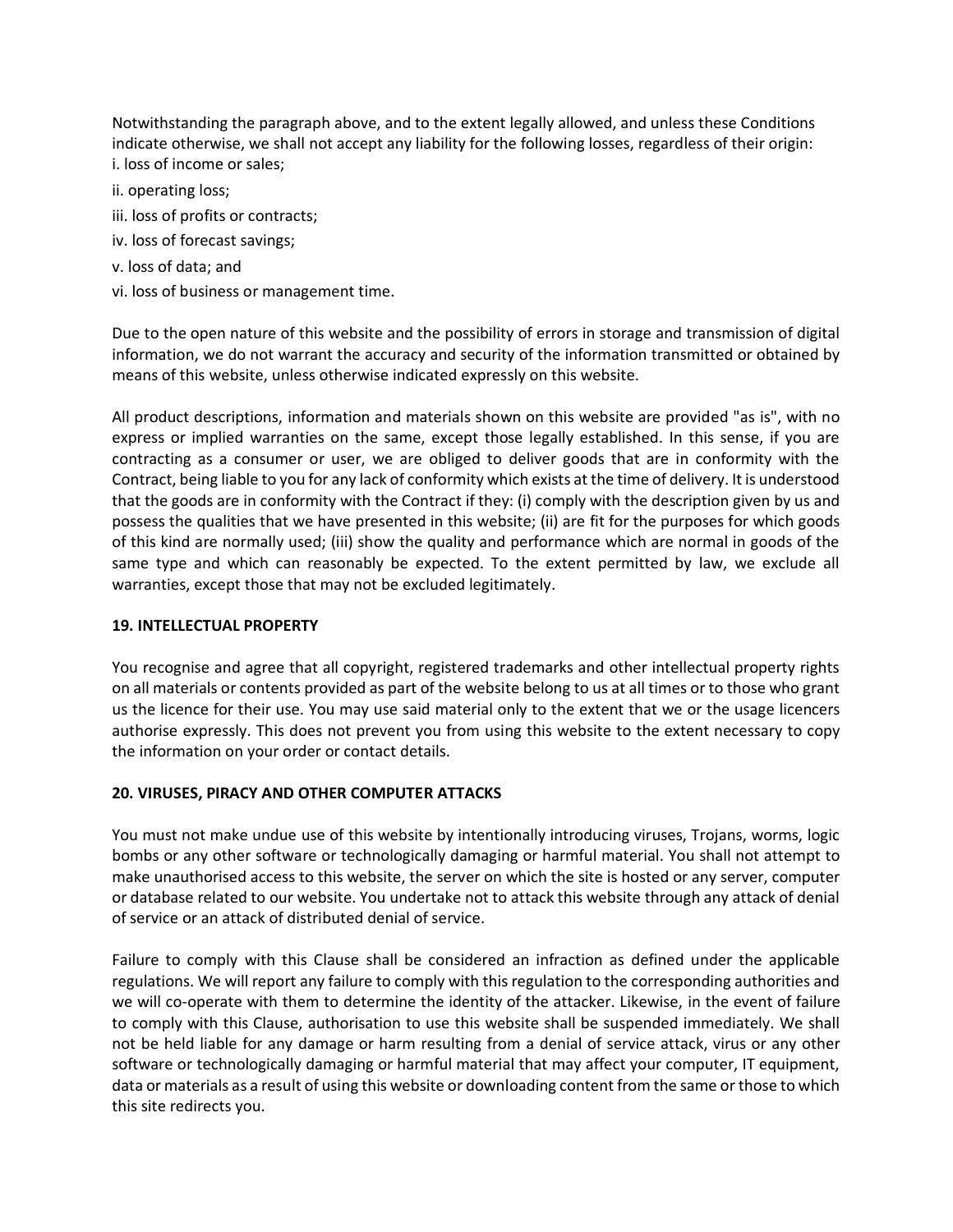Notwithstanding the paragraph above, and to the extent legally allowed, and unless these Conditions indicate otherwise, we shall not accept any liability for the following losses, regardless of their origin:

i. loss of income or sales;

ii. operating loss;

iii. loss of profits or contracts;

iv. loss of forecast savings;

v. loss of data; and

vi. loss of business or management time.

Due to the open nature of this website and the possibility of errors in storage and transmission of digital information, we do not warrant the accuracy and security of the information transmitted or obtained by means of this website, unless otherwise indicated expressly on this website.

All product descriptions, information and materials shown on this website are provided "as is", with no express or implied warranties on the same, except those legally established. In this sense, if you are contracting as a consumer or user, we are obliged to deliver goods that are in conformity with the Contract, being liable to you for any lack of conformity which exists at the time of delivery. It is understood that the goods are in conformity with the Contract if they: (i) comply with the description given by us and possess the qualities that we have presented in this website; (ii) are fit for the purposes for which goods of this kind are normally used; (iii) show the quality and performance which are normal in goods of the same type and which can reasonably be expected. To the extent permitted by law, we exclude all warranties, except those that may not be excluded legitimately.

**19. INTELLECTUAL PROPERTY**

You recognise and agree that all copyright, registered trademarks and other intellectual property rights on all materials or contents provided as part of the website belong to us at all times or to those who grant us the licence for their use. You may use said material only to the extent that we or the usage licencers authorise expressly. This does not prevent you from using this website to the extent necessary to copy the information on your order or contact details.

**20. VIRUSES, PIRACY AND OTHER COMPUTER ATTACKS**

You must not make undue use of this website by intentionally introducing viruses, Trojans, worms, logic bombs or any other software or technologically damaging or harmful material. You shall not attempt to make unauthorised access to this website, the server on which the site is hosted or any server, computer or database related to our website. You undertake not to attack this website through any attack of denial of service or an attack of distributed denial of service.

Failure to comply with this Clause shall be considered an infraction as defined under the applicable regulations. We will report any failure to comply with this regulation to the corresponding authorities and we will co-operate with them to determine the identity of the attacker. Likewise, in the event of failure to comply with this Clause, authorisation to use this website shall be suspended immediately. We shall not be held liable for any damage or harm resulting from a denial of service attack, virus or any other software or technologically damaging or harmful material that may affect your computer, IT equipment, data or materials as a result of using this website or downloading content from the same or those to which this site redirects you.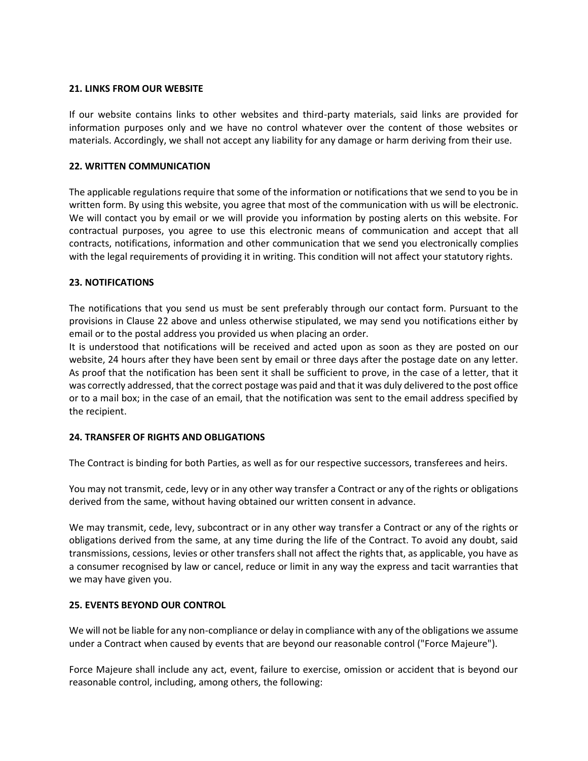**21. LINKS FROM OUR WEBSITE**

If our website contains links to other websites and third-party materials, said links are provided for information purposes only and we have no control whatever over the content of those websites or materials. Accordingly, we shall not accept any liability for any damage or harm deriving from their use.

**22. WRITTEN COMMUNICATION**

The applicable regulations require that some of the information or notifications that we send to you be in written form. By using this website, you agree that most of the communication with us will be electronic. We will contact you by email or we will provide you information by posting alerts on this website. For contractual purposes, you agree to use this electronic means of communication and accept that all contracts, notifications, information and other communication that we send you electronically complies with the legal requirements of providing it in writing. This condition will not affect your statutory rights.

**23. NOTIFICATIONS**

The notifications that you send us must be sent preferably through our contact form. Pursuant to the provisions in Clause 22 above and unless otherwise stipulated, we may send you notifications either by email or to the postal address you provided us when placing an order.
It is understood that notifications will be received and acted upon as soon as they are posted on our website, 24 hours after they have been sent by email or three days after the postage date on any letter. As proof that the notification has been sent it shall be sufficient to prove, in the case of a letter, that it was correctly addressed, that the correct postage was paid and that it was duly delivered to the post office or to a mail box; in the case of an email, that the notification was sent to the email address specified by the recipient.

**24. TRANSFER OF RIGHTS AND OBLIGATIONS**

The Contract is binding for both Parties, as well as for our respective successors, transferees and heirs.

You may not transmit, cede, levy or in any other way transfer a Contract or any of the rights or obligations derived from the same, without having obtained our written consent in advance.

We may transmit, cede, levy, subcontract or in any other way transfer a Contract or any of the rights or obligations derived from the same, at any time during the life of the Contract. To avoid any doubt, said transmissions, cessions, levies or other transfers shall not affect the rights that, as applicable, you have as a consumer recognised by law or cancel, reduce or limit in any way the express and tacit warranties that we may have given you.

**25. EVENTS BEYOND OUR CONTROL**

We will not be liable for any non-compliance or delay in compliance with any of the obligations we assume under a Contract when caused by events that are beyond our reasonable control ("Force Majeure").

Force Majeure shall include any act, event, failure to exercise, omission or accident that is beyond our reasonable control, including, among others, the following: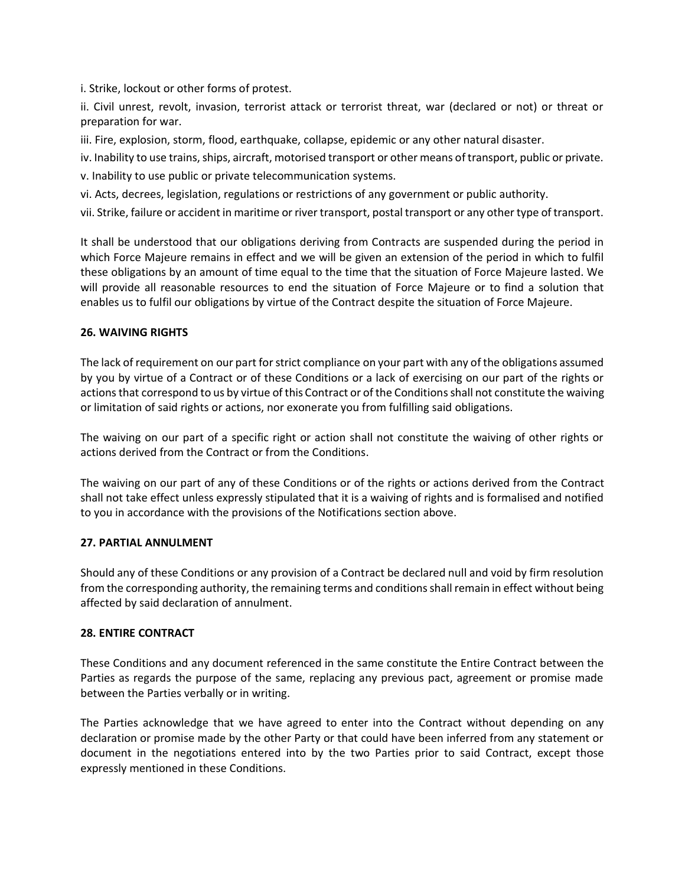i. Strike, lockout or other forms of protest.

ii. Civil unrest, revolt, invasion, terrorist attack or terrorist threat, war (declared or not) or threat or preparation for war.

iii. Fire, explosion, storm, flood, earthquake, collapse, epidemic or any other natural disaster.

iv. Inability to use trains, ships, aircraft, motorised transport or other means of transport, public or private.

v. Inability to use public or private telecommunication systems.

vi. Acts, decrees, legislation, regulations or restrictions of any government or public authority.

vii. Strike, failure or accident in maritime or river transport, postal transport or any other type of transport.

It shall be understood that our obligations deriving from Contracts are suspended during the period in which Force Majeure remains in effect and we will be given an extension of the period in which to fulfil these obligations by an amount of time equal to the time that the situation of Force Majeure lasted. We will provide all reasonable resources to end the situation of Force Majeure or to find a solution that enables us to fulfil our obligations by virtue of the Contract despite the situation of Force Majeure.

**26. WAIVING RIGHTS**

The lack of requirement on our part for strict compliance on your part with any of the obligations assumed by you by virtue of a Contract or of these Conditions or a lack of exercising on our part of the rights or actions that correspond to us by virtue of this Contract or of the Conditions shall not constitute the waiving or limitation of said rights or actions, nor exonerate you from fulfilling said obligations.

The waiving on our part of a specific right or action shall not constitute the waiving of other rights or actions derived from the Contract or from the Conditions.

The waiving on our part of any of these Conditions or of the rights or actions derived from the Contract shall not take effect unless expressly stipulated that it is a waiving of rights and is formalised and notified to you in accordance with the provisions of the Notifications section above.

**27. PARTIAL ANNULMENT**

Should any of these Conditions or any provision of a Contract be declared null and void by firm resolution from the corresponding authority, the remaining terms and conditions shall remain in effect without being affected by said declaration of annulment.

**28. ENTIRE CONTRACT**

These Conditions and any document referenced in the same constitute the Entire Contract between the Parties as regards the purpose of the same, replacing any previous pact, agreement or promise made between the Parties verbally or in writing.

The Parties acknowledge that we have agreed to enter into the Contract without depending on any declaration or promise made by the other Party or that could have been inferred from any statement or document in the negotiations entered into by the two Parties prior to said Contract, except those expressly mentioned in these Conditions.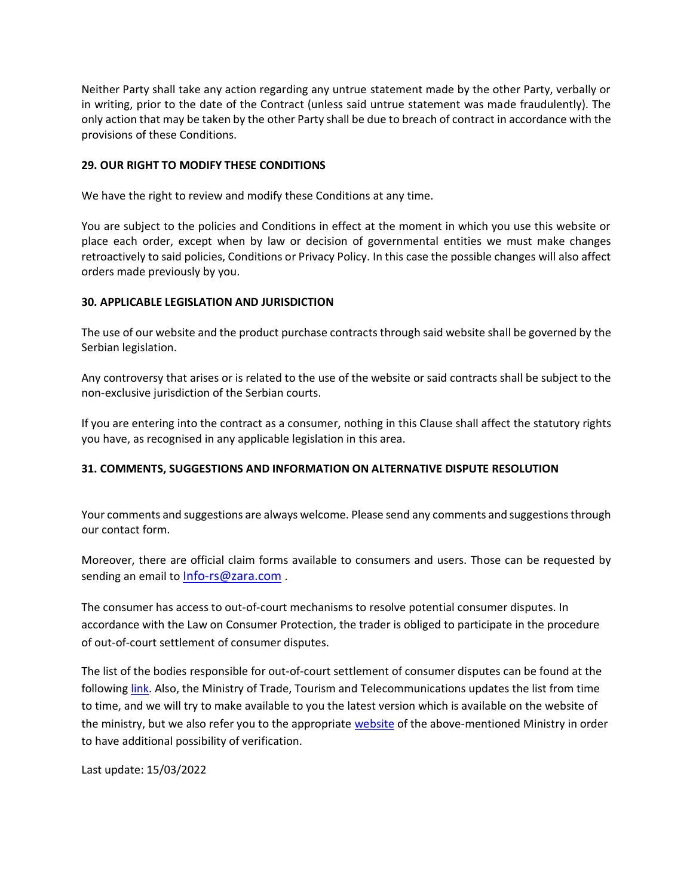Neither Party shall take any action regarding any untrue statement made by the other Party, verbally or in writing, prior to the date of the Contract (unless said untrue statement was made fraudulently). The only action that may be taken by the other Party shall be due to breach of contract in accordance with the provisions of these Conditions.

**29. OUR RIGHT TO MODIFY THESE CONDITIONS**

We have the right to review and modify these Conditions at any time.

You are subject to the policies and Conditions in effect at the moment in which you use this website or place each order, except when by law or decision of governmental entities we must make changes retroactively to said policies, Conditions or Privacy Policy. In this case the possible changes will also affect orders made previously by you.

**30. APPLICABLE LEGISLATION AND JURISDICTION**

The use of our website and the product purchase contracts through said website shall be governed by the Serbian legislation.

Any controversy that arises or is related to the use of the website or said contracts shall be subject to the non-exclusive jurisdiction of the Serbian courts.

If you are entering into the contract as a consumer, nothing in this Clause shall affect the statutory rights you have, as recognised in any applicable legislation in this area.

**31. COMMENTS, SUGGESTIONS AND INFORMATION ON ALTERNATIVE DISPUTE RESOLUTION**

Your comments and suggestions are always welcome. Please send any comments and suggestions through our contact form.

Moreover, there are official claim forms available to consumers and users. Those can be requested by sending an email to Info-rs@zara.com .

The consumer has access to out-of-court mechanisms to resolve potential consumer disputes. In accordance with the Law on Consumer Protection, the trader is obliged to participate in the procedure of out-of-court settlement of consumer disputes.

The list of the bodies responsible for out-of-court settlement of consumer disputes can be found at the following link. Also, the Ministry of Trade, Tourism and Telecommunications updates the list from time to time, and we will try to make available to you the latest version which is available on the website of the ministry, but we also refer you to the appropriate website of the above-mentioned Ministry in order to have additional possibility of verification.

Last update: 15/03/2022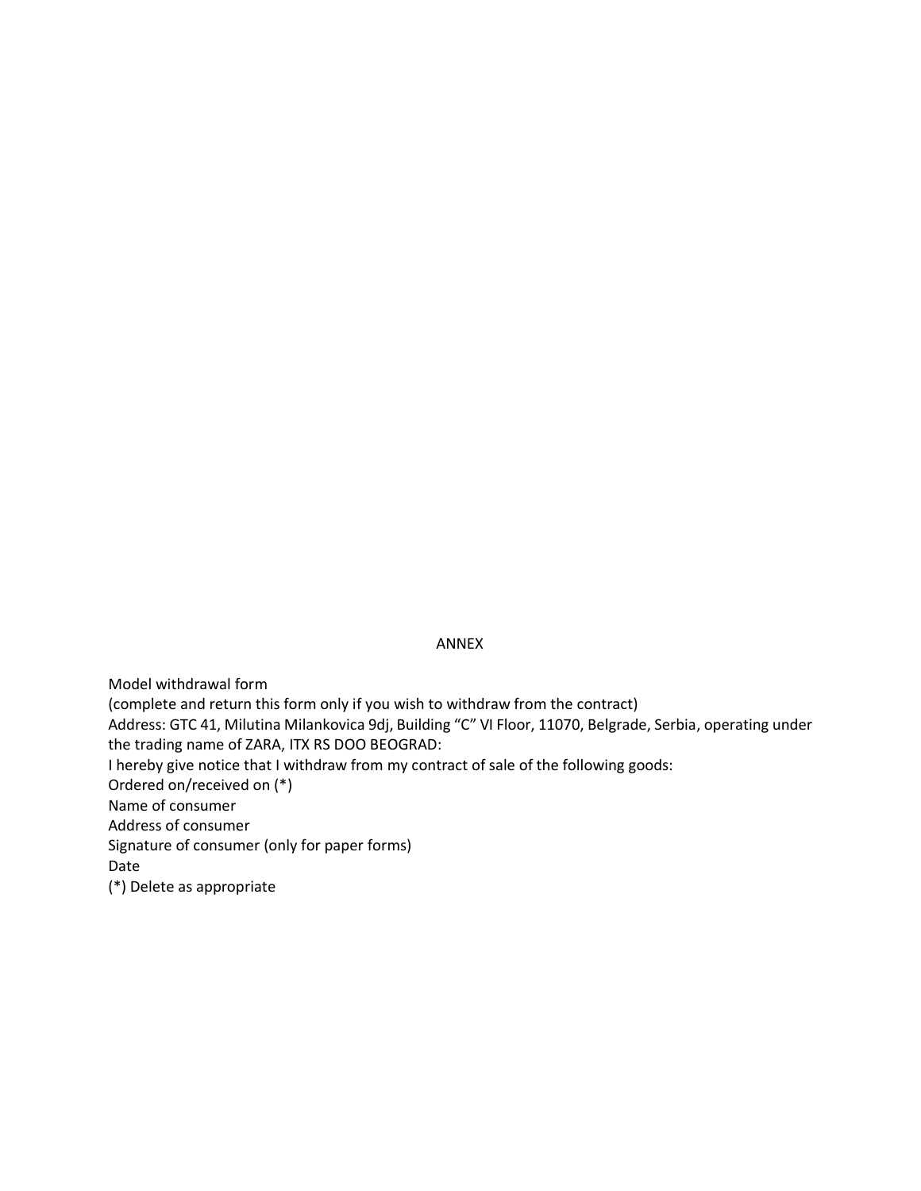# ANNEX

Model withdrawal form

(complete and return this form only if you wish to withdraw from the contract)

Address: GTC 41, Milutina Milankovica 9dj, Building “C” VI Floor, 11070, Belgrade, Serbia, operating under the trading name of ZARA, ITX RS DOO BEOGRAD:

I hereby give notice that I withdraw from my contract of sale of the following goods:

Ordered on/received on (*)

Name of consumer

Address of consumer

Signature of consumer (only for paper forms)

Date

(*) Delete as appropriate